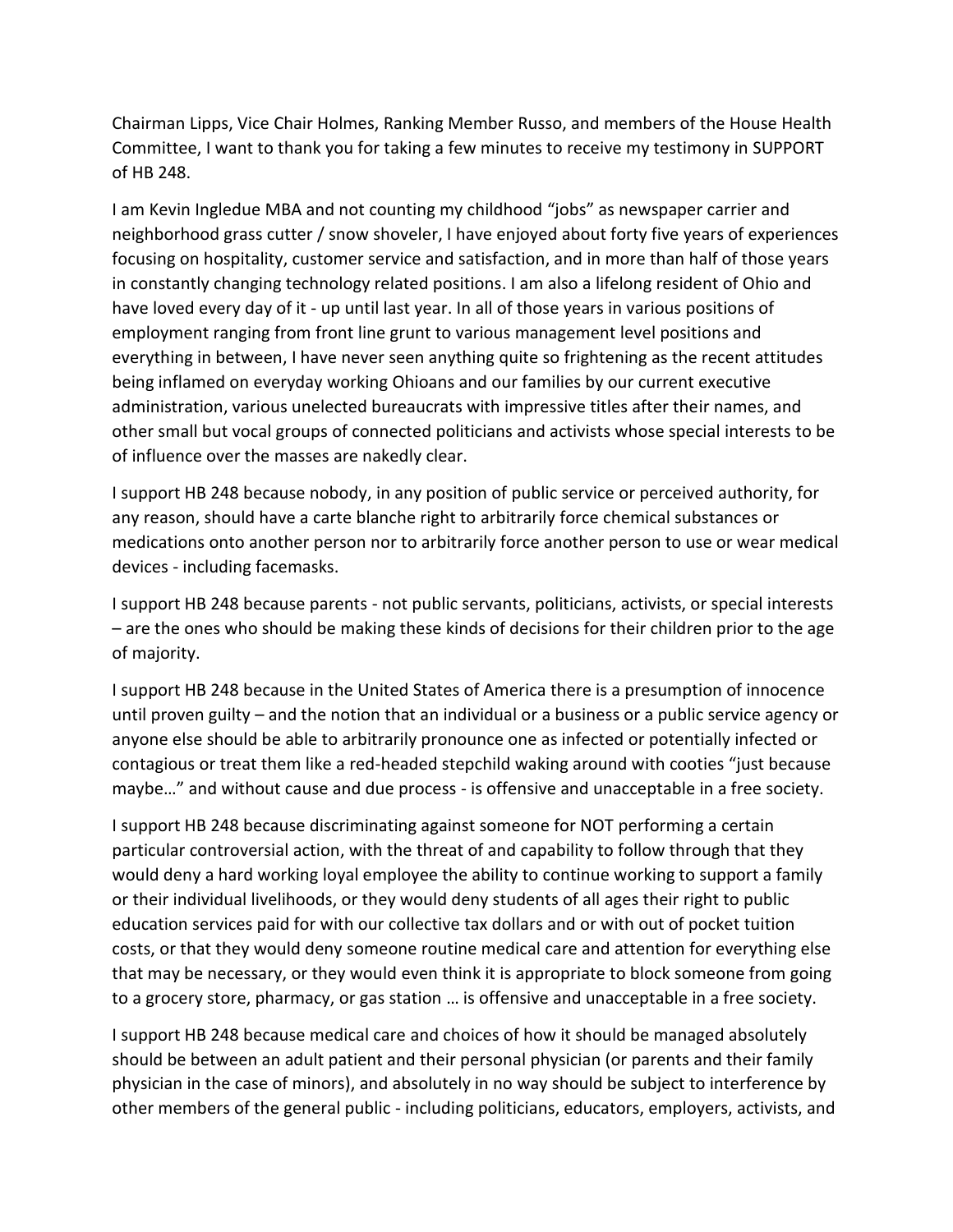Chairman Lipps, Vice Chair Holmes, Ranking Member Russo, and members of the House Health Committee, I want to thank you for taking a few minutes to receive my testimony in SUPPORT of HB 248.

I am Kevin Ingledue MBA and not counting my childhood "jobs" as newspaper carrier and neighborhood grass cutter / snow shoveler, I have enjoyed about forty five years of experiences focusing on hospitality, customer service and satisfaction, and in more than half of those years in constantly changing technology related positions. I am also a lifelong resident of Ohio and have loved every day of it - up until last year. In all of those years in various positions of employment ranging from front line grunt to various management level positions and everything in between, I have never seen anything quite so frightening as the recent attitudes being inflamed on everyday working Ohioans and our families by our current executive administration, various unelected bureaucrats with impressive titles after their names, and other small but vocal groups of connected politicians and activists whose special interests to be of influence over the masses are nakedly clear.

I support HB 248 because nobody, in any position of public service or perceived authority, for any reason, should have a carte blanche right to arbitrarily force chemical substances or medications onto another person nor to arbitrarily force another person to use or wear medical devices - including facemasks.

I support HB 248 because parents - not public servants, politicians, activists, or special interests – are the ones who should be making these kinds of decisions for their children prior to the age of majority.

I support HB 248 because in the United States of America there is a presumption of innocence until proven guilty – and the notion that an individual or a business or a public service agency or anyone else should be able to arbitrarily pronounce one as infected or potentially infected or contagious or treat them like a red-headed stepchild waking around with cooties "just because maybe…" and without cause and due process - is offensive and unacceptable in a free society.

I support HB 248 because discriminating against someone for NOT performing a certain particular controversial action, with the threat of and capability to follow through that they would deny a hard working loyal employee the ability to continue working to support a family or their individual livelihoods, or they would deny students of all ages their right to public education services paid for with our collective tax dollars and or with out of pocket tuition costs, or that they would deny someone routine medical care and attention for everything else that may be necessary, or they would even think it is appropriate to block someone from going to a grocery store, pharmacy, or gas station … is offensive and unacceptable in a free society.

I support HB 248 because medical care and choices of how it should be managed absolutely should be between an adult patient and their personal physician (or parents and their family physician in the case of minors), and absolutely in no way should be subject to interference by other members of the general public - including politicians, educators, employers, activists, and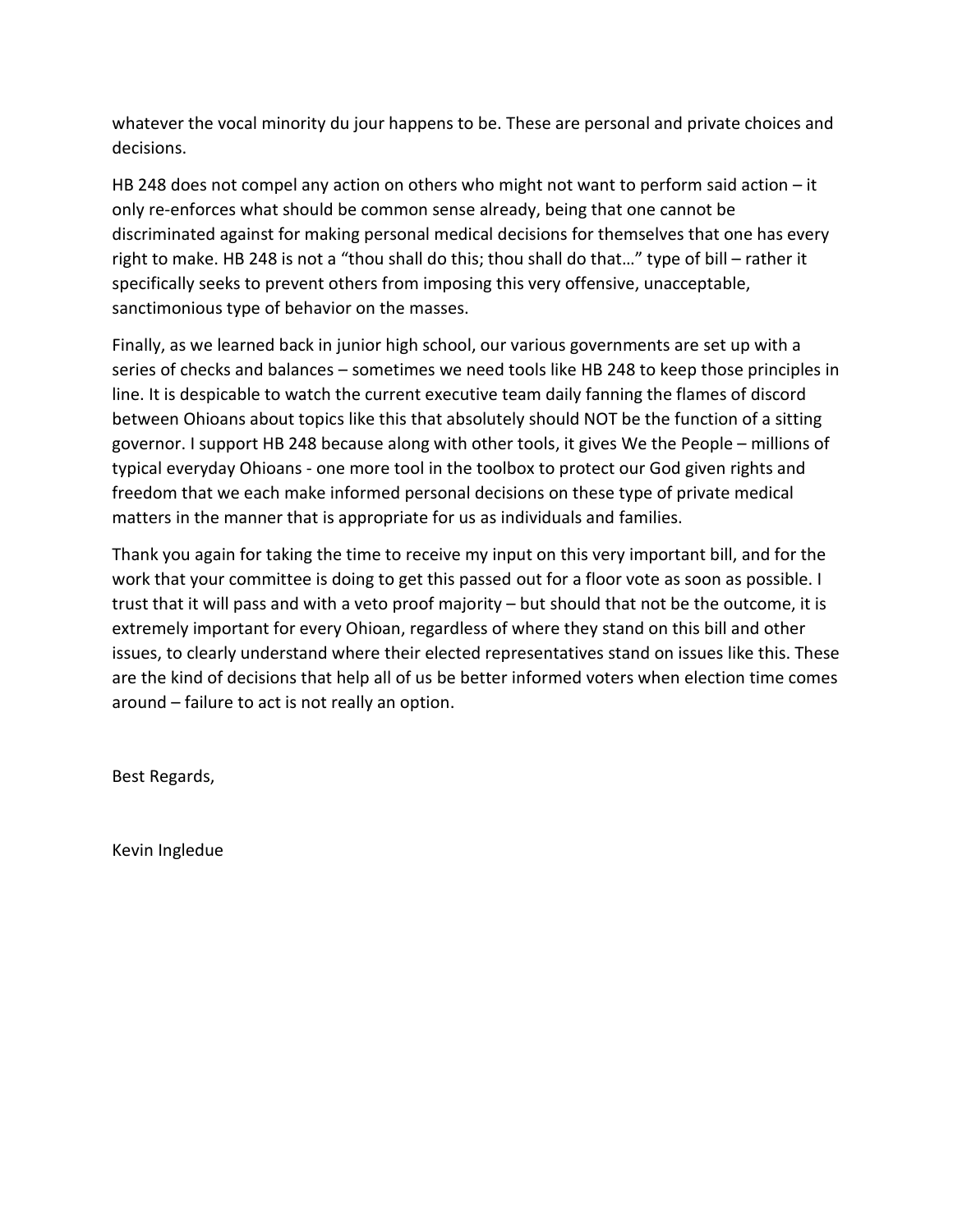whatever the vocal minority du jour happens to be. These are personal and private choices and decisions.

HB 248 does not compel any action on others who might not want to perform said action – it only re-enforces what should be common sense already, being that one cannot be discriminated against for making personal medical decisions for themselves that one has every right to make. HB 248 is not a "thou shall do this; thou shall do that…" type of bill – rather it specifically seeks to prevent others from imposing this very offensive, unacceptable, sanctimonious type of behavior on the masses.

Finally, as we learned back in junior high school, our various governments are set up with a series of checks and balances – sometimes we need tools like HB 248 to keep those principles in line. It is despicable to watch the current executive team daily fanning the flames of discord between Ohioans about topics like this that absolutely should NOT be the function of a sitting governor. I support HB 248 because along with other tools, it gives We the People – millions of typical everyday Ohioans - one more tool in the toolbox to protect our God given rights and freedom that we each make informed personal decisions on these type of private medical matters in the manner that is appropriate for us as individuals and families.

Thank you again for taking the time to receive my input on this very important bill, and for the work that your committee is doing to get this passed out for a floor vote as soon as possible. I trust that it will pass and with a veto proof majority – but should that not be the outcome, it is extremely important for every Ohioan, regardless of where they stand on this bill and other issues, to clearly understand where their elected representatives stand on issues like this. These are the kind of decisions that help all of us be better informed voters when election time comes around – failure to act is not really an option.

Best Regards,

Kevin Ingledue